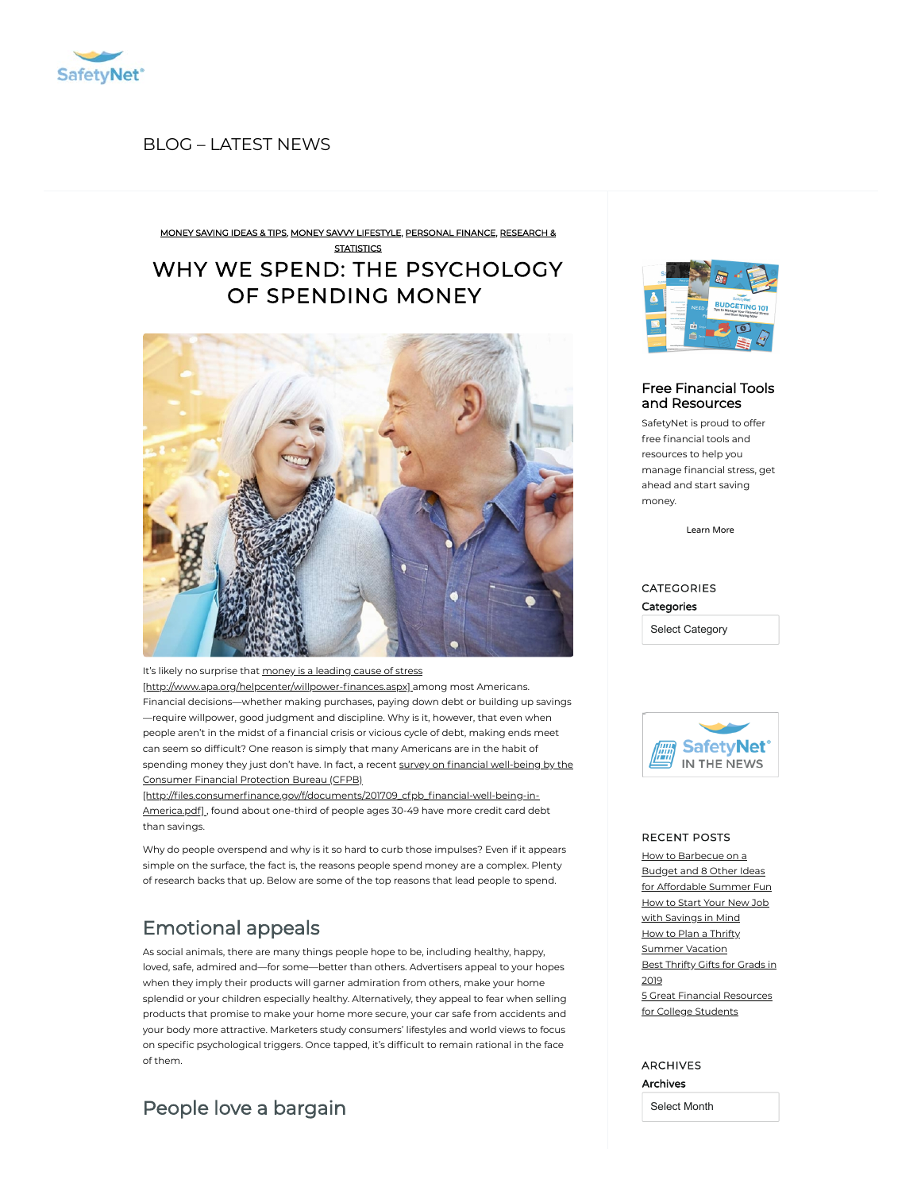SafetyNet®

BLOG – LATEST NEWS

MONEY SAVING IDEAS & TIPS, MONEY SAVVY LIFESTYLE, PERSONAL FINANCE, RESEARCH & STATISTICS

# WHY WE SPEND: THE PSYCHOLOGY OF SPENDING MONEY

It's likely no surprise that money is a leading cause of stress [http://www.apa.org/helpcenter/willpower-finances.aspx] among most Americans. Financial decisions—whether making purchases, paying down debt or building up savings—require willpower, good judgment and discipline. Why is it, however, that even when people aren't in the midst of a financial crisis or vicious cycle of debt, making ends meet can seem so difficult? One reason is simply that many Americans are in the habit of spending money they just don't have. In fact, a recent survey on financial well-being by the Consumer Financial Protection Bureau (CFPB) [http://files.consumerfinance.gov/f/documents/201709_cfpb_financial-well-being-in-America.pdf] , found about one-third of people ages 30-49 have more credit card debt than savings.

Why do people overspend and why is it so hard to curb those impulses? Even if it appears simple on the surface, the fact is, the reasons people spend money are a complex. Plenty of research backs that up. Below are some of the top reasons that lead people to spend.

## Emotional appeals

As social animals, there are many things people hope to be, including healthy, happy, loved, safe, admired and—for some—better than others. Advertisers appeal to your hopes when they imply their products will garner admiration from others, make your home splendid or your children especially healthy. Alternatively, they appeal to fear when selling products that promise to make your home more secure, your car safe from accidents and your body more attractive. Marketers study consumers' lifestyles and world views to focus on specific psychological triggers. Once tapped, it's difficult to remain rational in the face of them.

## People love a bargain

### Free Financial Tools and Resources

SafetyNet is proud to offer free financial tools and resources to help you manage financial stress, get ahead and start saving money.

Learn More

### CATEGORIES

**Categories**

Select Category

SafetyNet® IN THE NEWS

### RECENT POSTS

- How to Barbecue on a Budget and 8 Other Ideas for Affordable Summer Fun
- How to Start Your New Job with Savings in Mind
- How to Plan a Thrifty Summer Vacation
- Best Thrifty Gifts for Grads in 2019
- 5 Great Financial Resources for College Students

### ARCHIVES

**Archives**

Select Month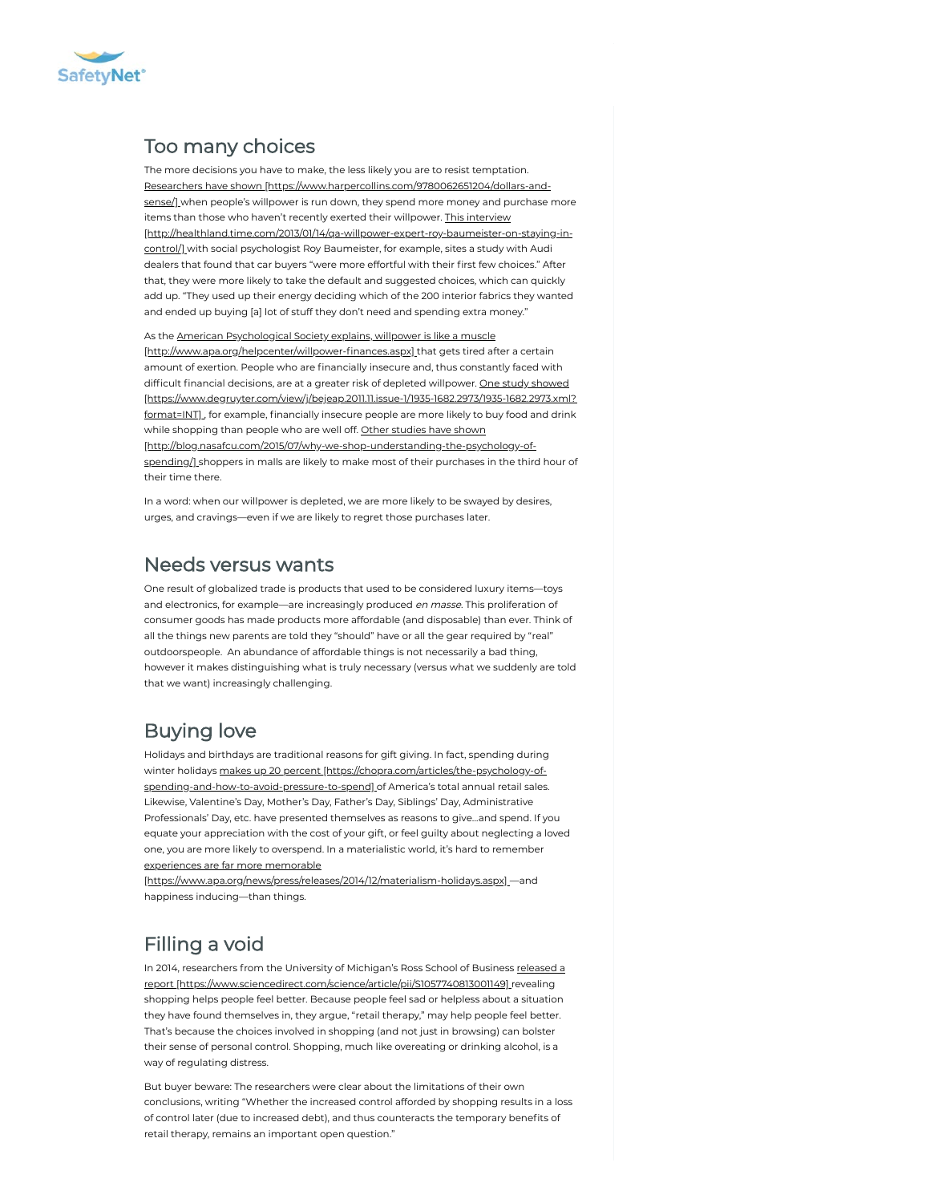## Too many choices

The more decisions you have to make, the less likely you are to resist temptation. Researchers have shown [https://www.harpercollins.com/9780062651204/dollars-and-sense/] when people's willpower is run down, they spend more money and purchase more items than those who haven't recently exerted their willpower. This interview [http://healthland.time.com/2013/01/14/qa-willpower-expert-roy-baumeister-on-staying-in-control/] with social psychologist Roy Baumeister, for example, sites a study with Audi dealers that found that car buyers "were more effortful with their first few choices." After that, they were more likely to take the default and suggested choices, which can quickly add up. "They used up their energy deciding which of the 200 interior fabrics they wanted and ended up buying [a] lot of stuff they don't need and spending extra money."

As the American Psychological Society explains, willpower is like a muscle [http://www.apa.org/helpcenter/willpower-finances.aspx] that gets tired after a certain amount of exertion. People who are financially insecure and, thus constantly faced with difficult financial decisions, are at a greater risk of depleted willpower. One study showed [https://www.degruyter.com/view/j/bejeap.2011.11.issue-1/1935-1682.2973/1935-1682.2973.xml?format=INT] , for example, financially insecure people are more likely to buy food and drink while shopping than people who are well off. Other studies have shown [http://blog.nasafcu.com/2015/07/why-we-shop-understanding-the-psychology-of-spending/] shoppers in malls are likely to make most of their purchases in the third hour of their time there.

In a word: when our willpower is depleted, we are more likely to be swayed by desires, urges, and cravings—even if we are likely to regret those purchases later.

## Needs versus wants

One result of globalized trade is products that used to be considered luxury items—toys and electronics, for example—are increasingly produced *en masse*. This proliferation of consumer goods has made products more affordable (and disposable) than ever. Think of all the things new parents are told they "should" have or all the gear required by "real" outdoorspeople. An abundance of affordable things is not necessarily a bad thing, however it makes distinguishing what is truly necessary (versus what we suddenly are told that we want) increasingly challenging.

## Buying love

Holidays and birthdays are traditional reasons for gift giving. In fact, spending during winter holidays makes up 20 percent [https://chopra.com/articles/the-psychology-of-spending-and-how-to-avoid-pressure-to-spend] of America's total annual retail sales. Likewise, Valentine's Day, Mother's Day, Father's Day, Siblings' Day, Administrative Professionals' Day, etc. have presented themselves as reasons to give...and spend. If you equate your appreciation with the cost of your gift, or feel guilty about neglecting a loved one, you are more likely to overspend. In a materialistic world, it's hard to remember experiences are far more memorable [https://www.apa.org/news/press/releases/2014/12/materialism-holidays.aspx] —and happiness inducing—than things.

## Filling a void

In 2014, researchers from the University of Michigan's Ross School of Business released a report [https://www.sciencedirect.com/science/article/pii/S1057740813001149] revealing shopping helps people feel better. Because people feel sad or helpless about a situation they have found themselves in, they argue, "retail therapy," may help people feel better. That's because the choices involved in shopping (and not just in browsing) can bolster their sense of personal control. Shopping, much like overeating or drinking alcohol, is a way of regulating distress.

But buyer beware: The researchers were clear about the limitations of their own conclusions, writing "Whether the increased control afforded by shopping results in a loss of control later (due to increased debt), and thus counteracts the temporary benefits of retail therapy, remains an important open question."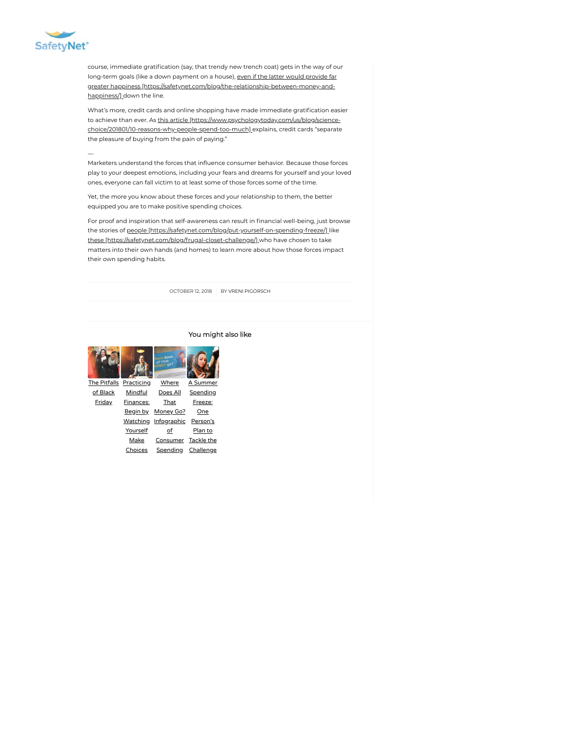course, immediate gratification (say, that trendy new trench coat) gets in the way of our long-term goals (like a down payment on a house), even if the latter would provide far greater happiness [https://safetynet.com/blog/the-relationship-between-money-and-happiness/] down the line.

What's more, credit cards and online shopping have made immediate gratification easier to achieve than ever. As this article [https://www.psychologytoday.com/us/blog/science-choice/201801/10-reasons-why-people-spend-too-much] explains, credit cards "separate the pleasure of buying from the pain of paying."

—

Marketers understand the forces that influence consumer behavior. Because those forces play to your deepest emotions, including your fears and dreams for yourself and your loved ones, everyone can fall victim to at least some of those forces some of the time.

Yet, the more you know about these forces and your relationship to them, the better equipped you are to make positive spending choices.

For proof and inspiration that self-awareness can result in financial well-being, just browse the stories of people [https://safetynet.com/blog/put-yourself-on-spending-freeze/] like these [https://safetynet.com/blog/frugal-closet-challenge/] who have chosen to take matters into their own hands (and homes) to learn more about how those forces impact their own spending habits.

OCTOBER 12, 2018 | BY VRENI PIGORSCH

## You might also like

- The Pitfalls of Black Friday
- Practicing Mindful Finances: Begin by Watching Yourself Make Choices
- Where Does All That Money Go? Infographic of Consumer Spending
- A Summer Spending Freeze: One Person's Plan to Tackle the Challenge